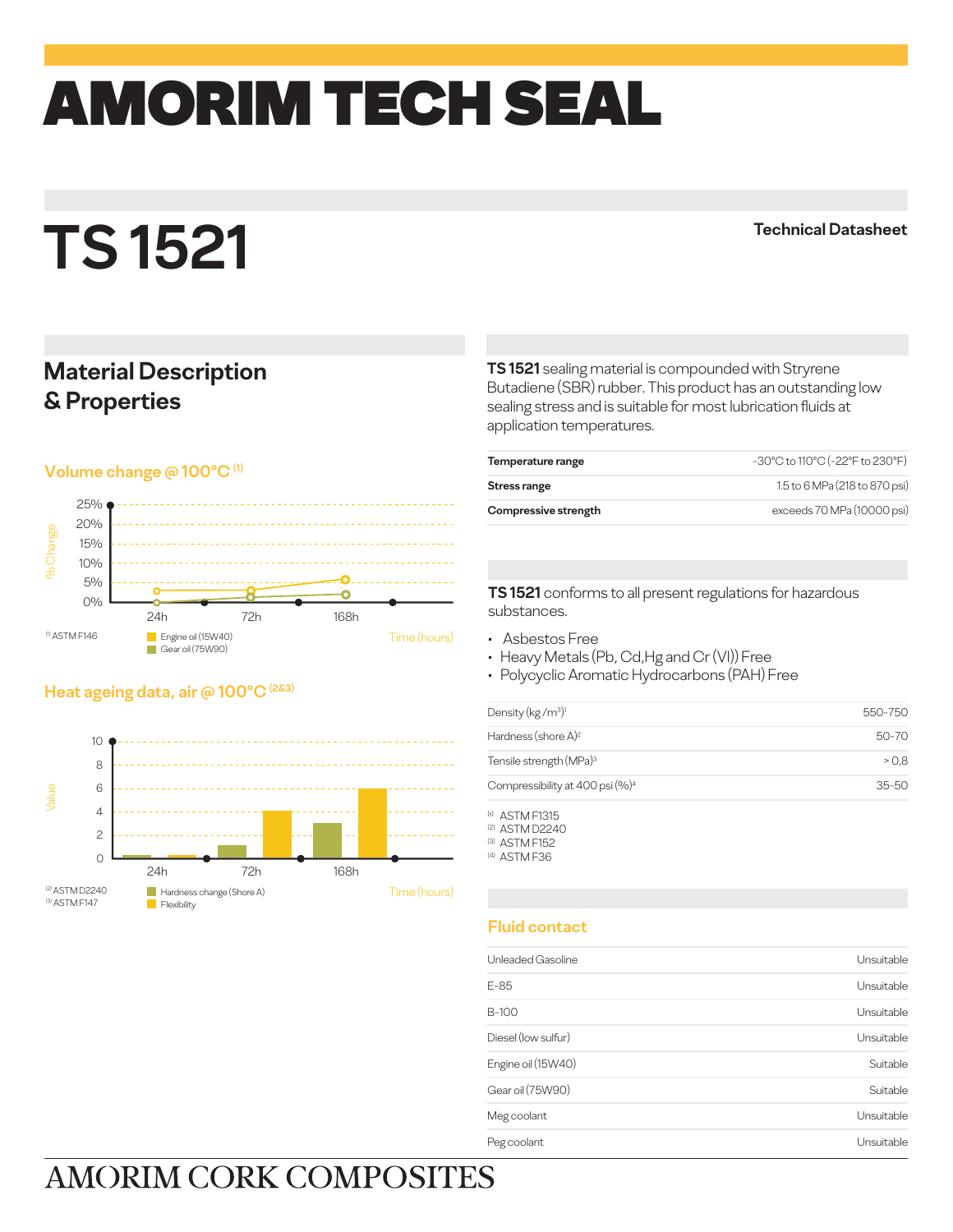# AMORIM TECH SEAL

# TS 1521

Technical Datasheet

## Material Description & Properties

**TS 1521** sealing material is compounded with Stryrene Butadiene (SBR) rubber. This product has an outstanding low sealing stress and is suitable for most lubrication fluids at application temperatures.

| | |
|---|---|
| **Temperature range** | -30°C to 110°C (-22°F to 230°F) |
| **Stress range** | 1.5 to 6 MPa (218 to 870 psi) |
| **Compressive strength** | exceeds 70 MPa (10000 psi) |

### Volume change @ 100°C (1)

% Change: 0%, 5%, 10%, 15%, 20%, 25%

Time (hours): 24h, 72h, 168h

Engine oil (15W40), Gear oil (75W90)

(1) ASTM F146

### Heat ageing data, air @ 100°C (2&3)

Value: 0, 2, 4, 6, 8, 10

Time (hours): 24h, 72h, 168h

Hardness change (Shore A), Flexibility

(2) ASTM D2240
(3) ASTM F147

**TS 1521** conforms to all present regulations for hazardous substances.

- Asbestos Free
- Heavy Metals (Pb, Cd,Hg and Cr (VI)) Free
- Polycyclic Aromatic Hydrocarbons (PAH) Free

| | |
|---|---|
| Density (kg /m³)[1] | 550-750 |
| Hardness (shore A)[2] | 50-70 |
| Tensile strength (MPa)[3] | > 0,8 |
| Compressibility at 400 psi (%)[4] | 35-50 |

(1) ASTM F1315
(2) ASTM D2240
(3) ASTM F152
(4) ASTM F36

### Fluid contact

| | |
|---|---|
| Unleaded Gasoline | Unsuitable |
| E-85 | Unsuitable |
| B-100 | Unsuitable |
| Diesel (low sulfur) | Unsuitable |
| Engine oil (15W40) | Suitable |
| Gear oil (75W90) | Suitable |
| Meg coolant | Unsuitable |
| Peg coolant | Unsuitable |

AMORIM CORK COMPOSITES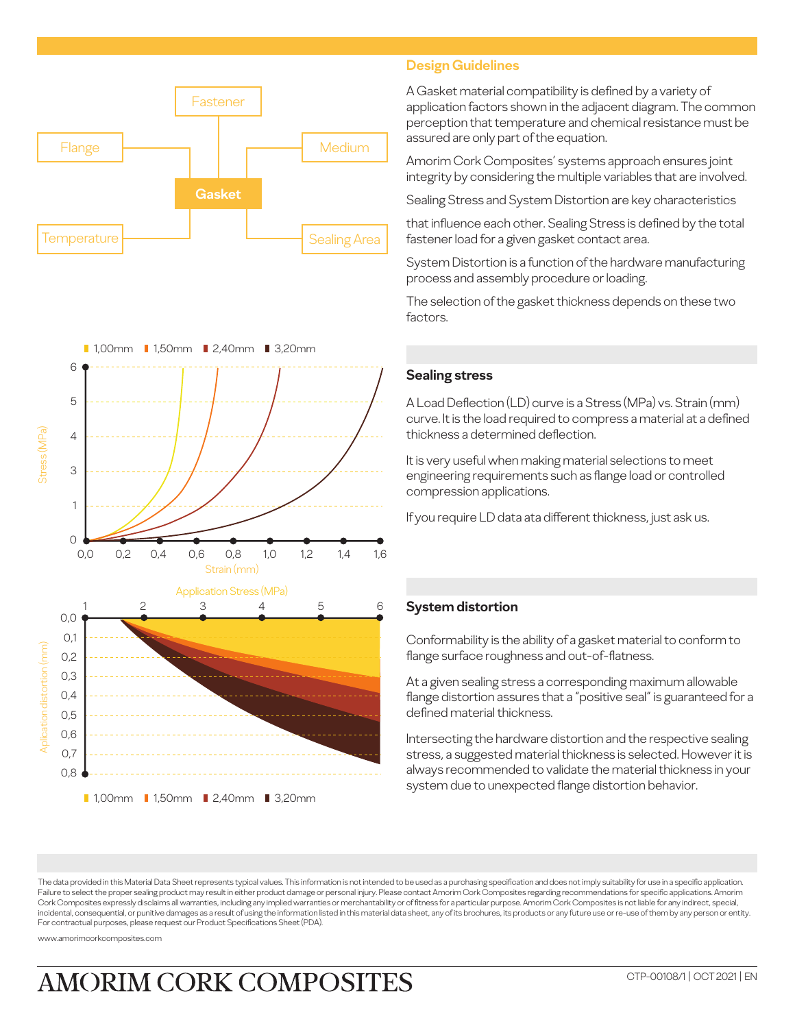Fastener

Flange

Medium

Gasket

Temperature

Sealing Area

## Design Guidelines

A Gasket material compatibility is defined by a variety of application factors shown in the adjacent diagram. The common perception that temperature and chemical resistance must be assured are only part of the equation.

Amorim Cork Composites' systems approach ensures joint integrity by considering the multiple variables that are involved.

Sealing Stress and System Distortion are key characteristics

that influence each other. Sealing Stress is defined by the total fastener load for a given gasket contact area.

System Distortion is a function of the hardware manufacturing process and assembly procedure or loading.

The selection of the gasket thickness depends on these two factors.

1,00mm 1,50mm 2,40mm 3,20mm

Stress (MPa)

6
5
4
3
1
0

0,0 0,2 0,4 0,6 0,8 1,0 1,2 1,4 1,6

Strain (mm)

## Sealing stress

A Load Deflection (LD) curve is a Stress (MPa) vs. Strain (mm) curve. It is the load required to compress a material at a defined thickness a determined deflection.

It is very useful when making material selections to meet engineering requirements such as flange load or controlled compression applications.

If you require LD data ata different thickness, just ask us.

Application Stress (MPa)

1 2 3 4 5 6

Aplication distortion (mm)

0,0
0,1
0,2
0,3
0,4
0,5
0,6
0,7
0,8

1,00mm 1,50mm 2,40mm 3,20mm

## System distortion

Conformability is the ability of a gasket material to conform to flange surface roughness and out-of-flatness.

At a given sealing stress a corresponding maximum allowable flange distortion assures that a "positive seal" is guaranteed for a defined material thickness.

Intersecting the hardware distortion and the respective sealing stress, a suggested material thickness is selected. However it is always recommended to validate the material thickness in your system due to unexpected flange distortion behavior.

The data provided in this Material Data Sheet represents typical values. This information is not intended to be used as a purchasing specification and does not imply suitability for use in a specific application. Failure to select the proper sealing product may result in either product damage or personal injury. Please contact Amorim Cork Composites regarding recommendations for specific applications. Amorim Cork Composites expressly disclaims all warranties, including any implied warranties or merchantability or of fitness for a particular purpose. Amorim Cork Composites is not liable for any indirect, special, incidental, consequential, or punitive damages as a result of using the information listed in this material data sheet, any of its brochures, its products or any future use or re-use of them by any person or entity. For contractual purposes, please request our Product Specifications Sheet (PDA).

www.amorimcorkcomposites.com

AMORIM CORK COMPOSITES

CTP-00108/1 | OCT 2021 | EN